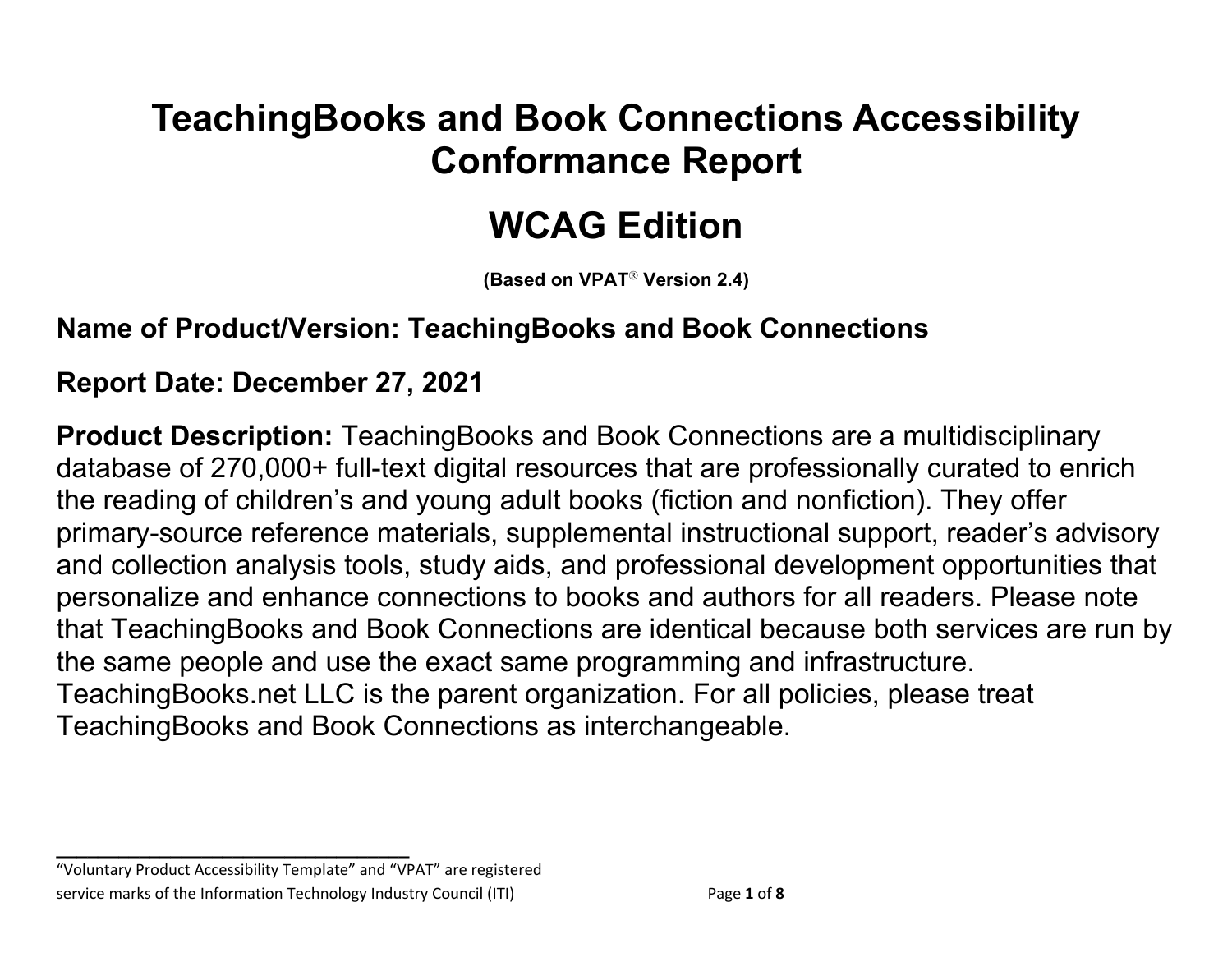# TeachingBooks and Book Connections Accessibility Conformance Report

# WCAG Edition

**(Based on VPAT® Version 2.4)**

## Name of Product/Version: TeachingBooks and Book Connections

## Report Date: December 27, 2021

**Product Description:** TeachingBooks and Book Connections are a multidisciplinary database of 270,000+ full-text digital resources that are professionally curated to enrich the reading of children's and young adult books (fiction and nonfiction). They offer primary-source reference materials, supplemental instructional support, reader's advisory and collection analysis tools, study aids, and professional development opportunities that personalize and enhance connections to books and authors for all readers. Please note that TeachingBooks and Book Connections are identical because both services are run by the same people and use the exact same programming and infrastructure. TeachingBooks.net LLC is the parent organization. For all policies, please treat TeachingBooks and Book Connections as interchangeable.

---

"Voluntary Product Accessibility Template" and "VPAT" are registered service marks of the Information Technology Industry Council (ITI)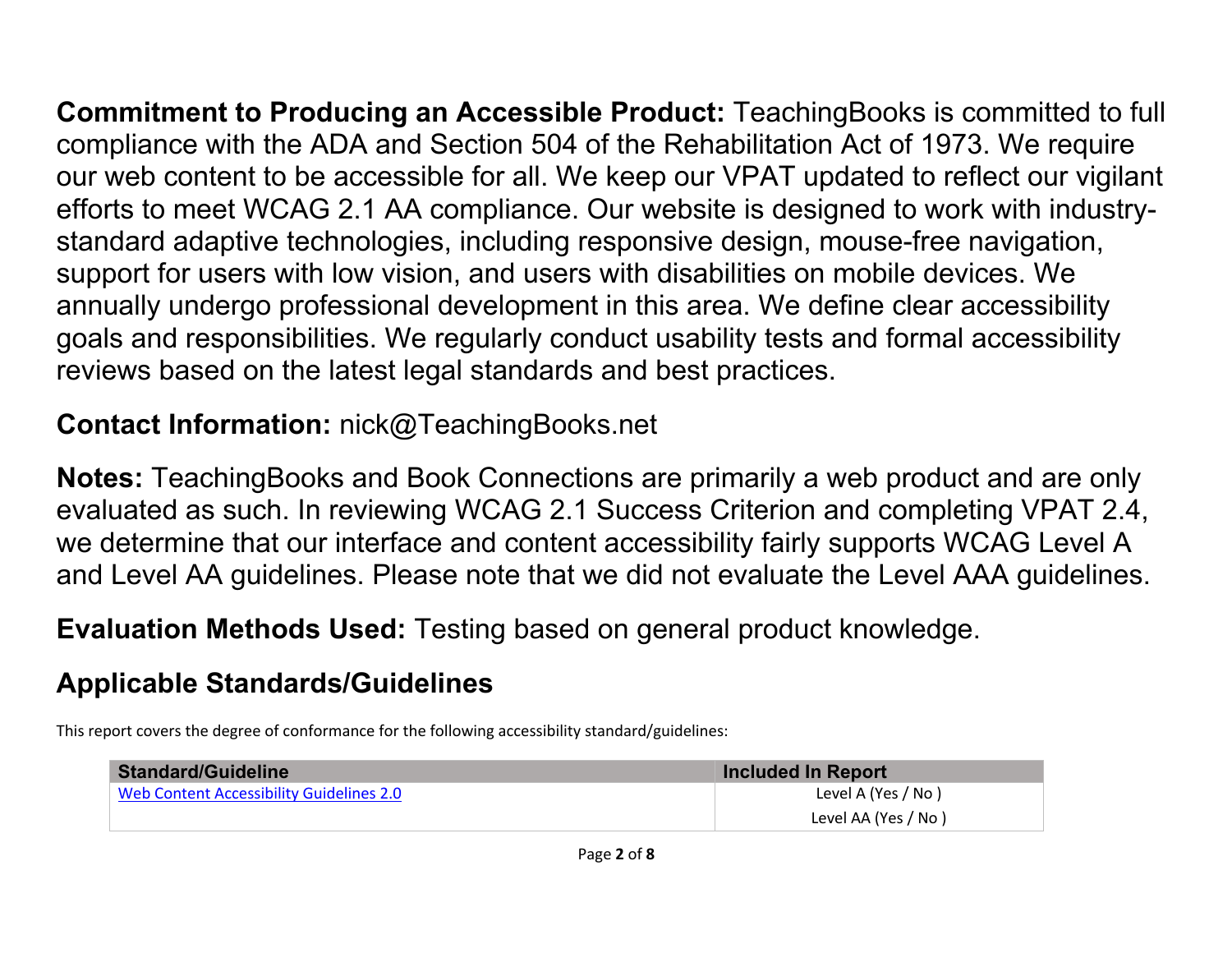**Commitment to Producing an Accessible Product:** TeachingBooks is committed to full compliance with the ADA and Section 504 of the Rehabilitation Act of 1973. We require our web content to be accessible for all. We keep our VPAT updated to reflect our vigilant efforts to meet WCAG 2.1 AA compliance. Our website is designed to work with industry-standard adaptive technologies, including responsive design, mouse-free navigation, support for users with low vision, and users with disabilities on mobile devices. We annually undergo professional development in this area. We define clear accessibility goals and responsibilities. We regularly conduct usability tests and formal accessibility reviews based on the latest legal standards and best practices.

**Contact Information:** nick@TeachingBooks.net

**Notes:** TeachingBooks and Book Connections are primarily a web product and are only evaluated as such. In reviewing WCAG 2.1 Success Criterion and completing VPAT 2.4, we determine that our interface and content accessibility fairly supports WCAG Level A and Level AA guidelines. Please note that we did not evaluate the Level AAA guidelines.

**Evaluation Methods Used:** Testing based on general product knowledge.

## Applicable Standards/Guidelines

This report covers the degree of conformance for the following accessibility standard/guidelines:

| Standard/Guideline | Included In Report |
|---|---|
| Web Content Accessibility Guidelines 2.0 | Level A (Yes / No ) |
| | Level AA (Yes / No ) |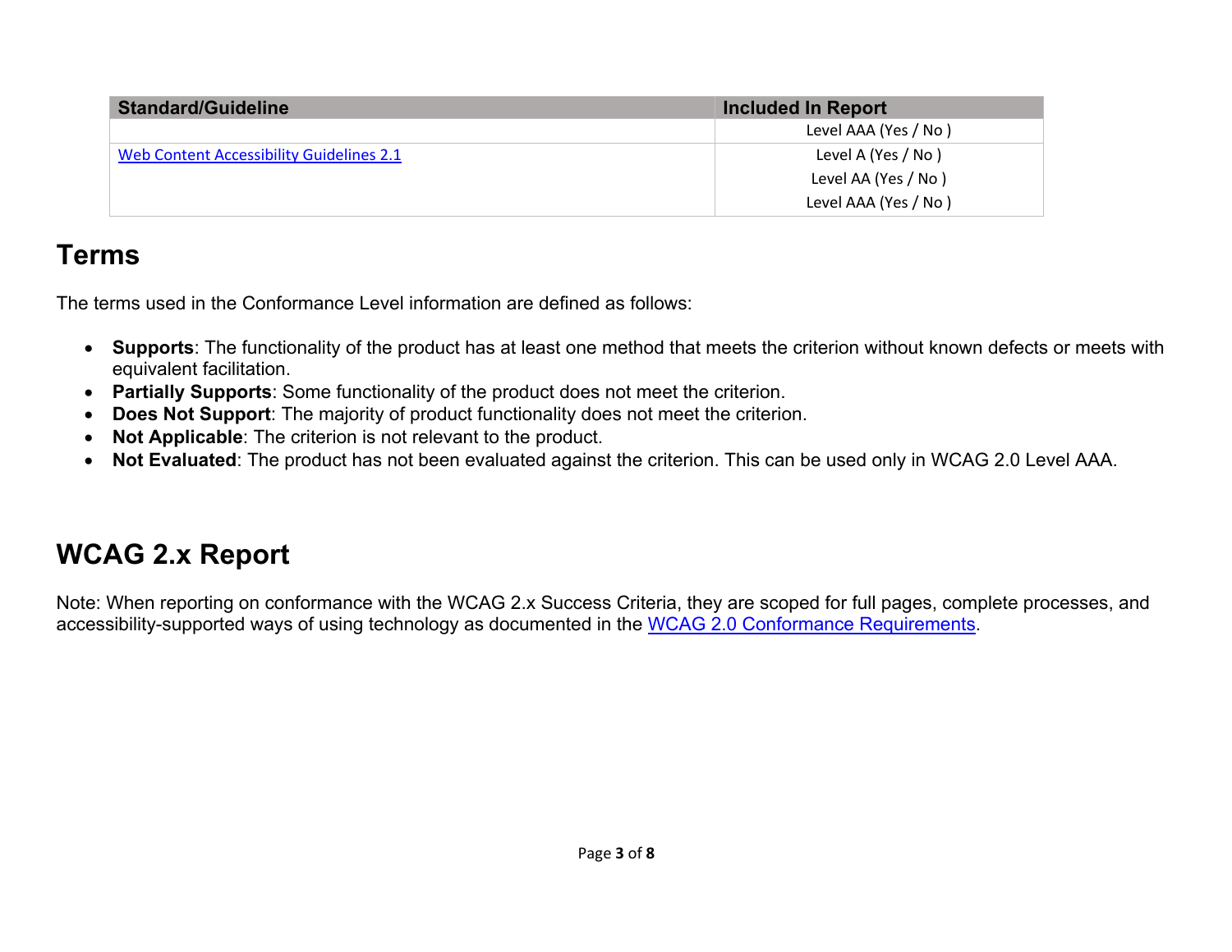| Standard/Guideline | Included In Report |
|---|---|
| | Level AAA (Yes / No ) |
| [Web Content Accessibility Guidelines 2.1](#) | Level A (Yes / No )<br>Level AA (Yes / No )<br>Level AAA (Yes / No ) |

## Terms

The terms used in the Conformance Level information are defined as follows:

- **Supports**: The functionality of the product has at least one method that meets the criterion without known defects or meets with equivalent facilitation.
- **Partially Supports**: Some functionality of the product does not meet the criterion.
- **Does Not Support**: The majority of product functionality does not meet the criterion.
- **Not Applicable**: The criterion is not relevant to the product.
- **Not Evaluated**: The product has not been evaluated against the criterion. This can be used only in WCAG 2.0 Level AAA.

## WCAG 2.x Report

Note: When reporting on conformance with the WCAG 2.x Success Criteria, they are scoped for full pages, complete processes, and accessibility-supported ways of using technology as documented in the [WCAG 2.0 Conformance Requirements](#).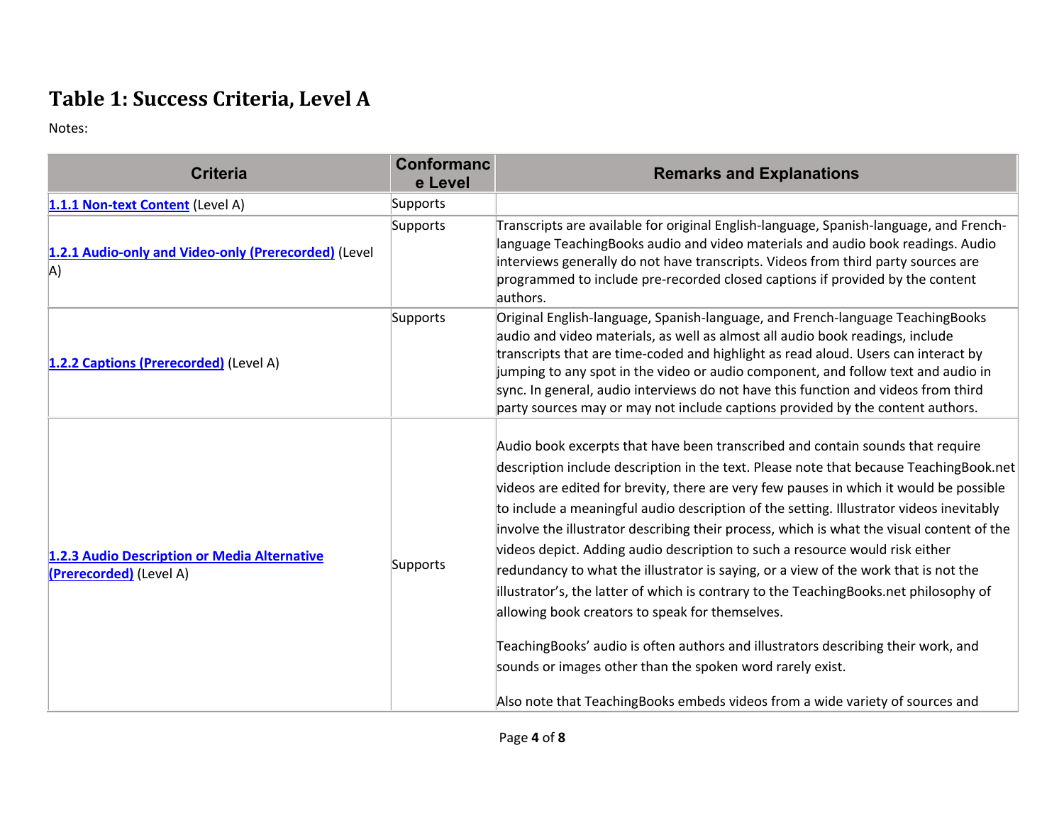## Table 1: Success Criteria, Level A

Notes:

| Criteria | Conformance Level | Remarks and Explanations |
|---|---|---|
| [1.1.1 Non-text Content](#) (Level A) | Supports | |
| [1.2.1 Audio-only and Video-only (Prerecorded)](#) (Level A) | Supports | Transcripts are available for original English-language, Spanish-language, and French-language TeachingBooks audio and video materials and audio book readings. Audio interviews generally do not have transcripts. Videos from third party sources are programmed to include pre-recorded closed captions if provided by the content authors. |
| [1.2.2 Captions (Prerecorded)](#) (Level A) | Supports | Original English-language, Spanish-language, and French-language TeachingBooks audio and video materials, as well as almost all audio book readings, include transcripts that are time-coded and highlight as read aloud. Users can interact by jumping to any spot in the video or audio component, and follow text and audio in sync. In general, audio interviews do not have this function and videos from third party sources may or may not include captions provided by the content authors. |
| [1.2.3 Audio Description or Media Alternative (Prerecorded)](#) (Level A) | Supports | Audio book excerpts that have been transcribed and contain sounds that require description include description in the text. Please note that because TeachingBook.net videos are edited for brevity, there are very few pauses in which it would be possible to include a meaningful audio description of the setting. Illustrator videos inevitably involve the illustrator describing their process, which is what the visual content of the videos depict. Adding audio description to such a resource would risk either redundancy to what the illustrator is saying, or a view of the work that is not the illustrator's, the latter of which is contrary to the TeachingBooks.net philosophy of allowing book creators to speak for themselves.<br><br>TeachingBooks' audio is often authors and illustrators describing their work, and sounds or images other than the spoken word rarely exist.<br><br>Also note that TeachingBooks embeds videos from a wide variety of sources and |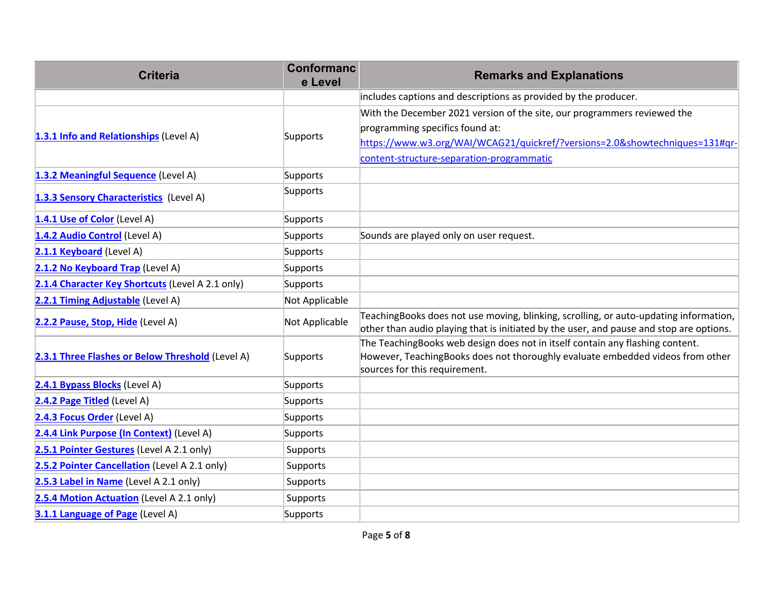| Criteria | Conformance Level | Remarks and Explanations |
|---|---|---|
| | | includes captions and descriptions as provided by the producer. |
| 1.3.1 Info and Relationships (Level A) | Supports | With the December 2021 version of the site, our programmers reviewed the programming specifics found at: https://www.w3.org/WAI/WCAG21/quickref/?versions=2.0&showtechniques=131#qr-content-structure-separation-programmatic |
| 1.3.2 Meaningful Sequence (Level A) | Supports | |
| 1.3.3 Sensory Characteristics (Level A) | Supports | |
| 1.4.1 Use of Color (Level A) | Supports | |
| 1.4.2 Audio Control (Level A) | Supports | Sounds are played only on user request. |
| 2.1.1 Keyboard (Level A) | Supports | |
| 2.1.2 No Keyboard Trap (Level A) | Supports | |
| 2.1.4 Character Key Shortcuts (Level A 2.1 only) | Supports | |
| 2.2.1 Timing Adjustable (Level A) | Not Applicable | |
| 2.2.2 Pause, Stop, Hide (Level A) | Not Applicable | TeachingBooks does not use moving, blinking, scrolling, or auto-updating information, other than audio playing that is initiated by the user, and pause and stop are options. |
| 2.3.1 Three Flashes or Below Threshold (Level A) | Supports | The TeachingBooks web design does not in itself contain any flashing content. However, TeachingBooks does not thoroughly evaluate embedded videos from other sources for this requirement. |
| 2.4.1 Bypass Blocks (Level A) | Supports | |
| 2.4.2 Page Titled (Level A) | Supports | |
| 2.4.3 Focus Order (Level A) | Supports | |
| 2.4.4 Link Purpose (In Context) (Level A) | Supports | |
| 2.5.1 Pointer Gestures (Level A 2.1 only) | Supports | |
| 2.5.2 Pointer Cancellation (Level A 2.1 only) | Supports | |
| 2.5.3 Label in Name (Level A 2.1 only) | Supports | |
| 2.5.4 Motion Actuation (Level A 2.1 only) | Supports | |
| 3.1.1 Language of Page (Level A) | Supports | |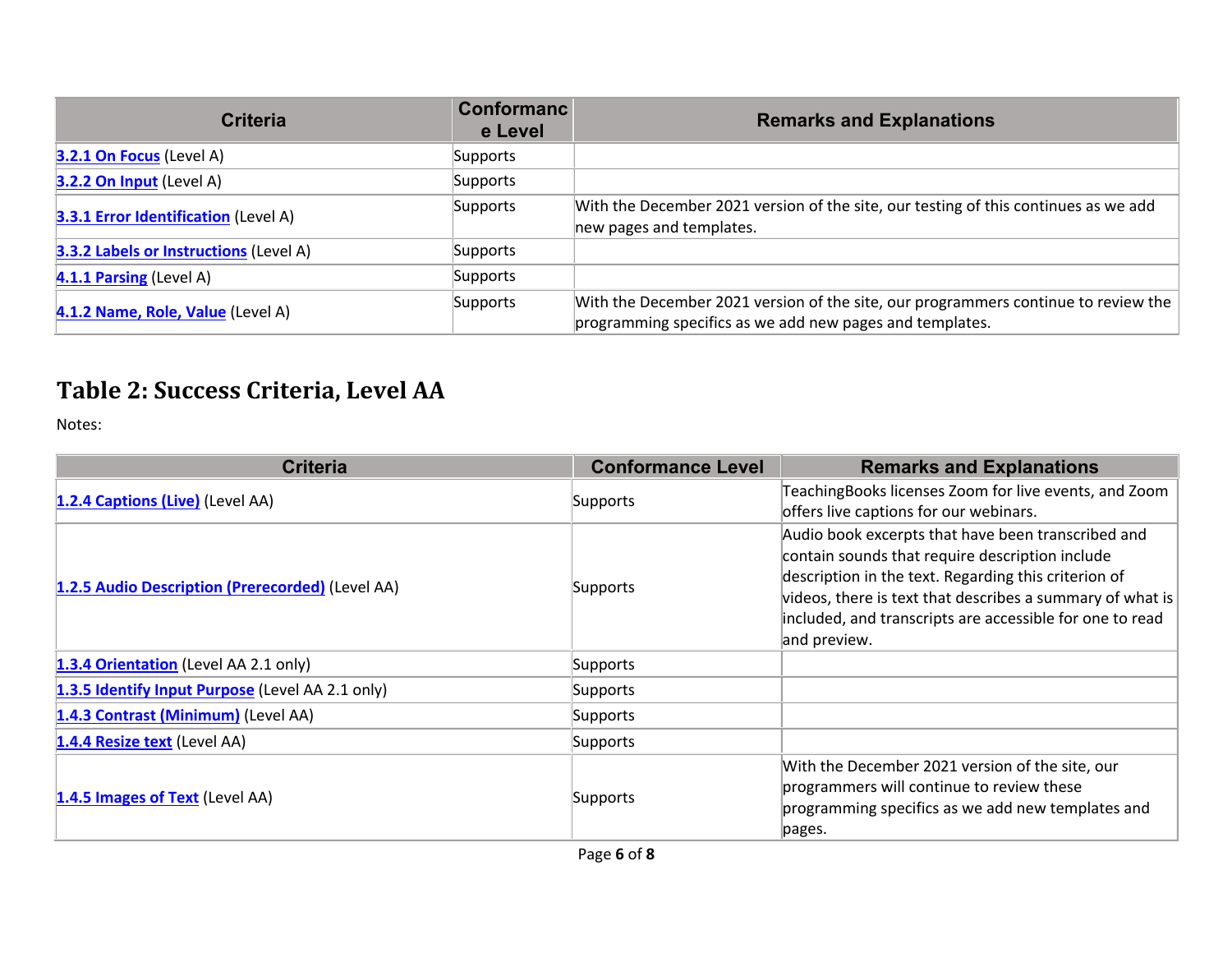| Criteria | Conformance Level | Remarks and Explanations |
|---|---|---|
| **3.2.1 On Focus** (Level A) | Supports | |
| **3.2.2 On Input** (Level A) | Supports | |
| **3.3.1 Error Identification** (Level A) | Supports | With the December 2021 version of the site, our testing of this continues as we add new pages and templates. |
| **3.3.2 Labels or Instructions** (Level A) | Supports | |
| **4.1.1 Parsing** (Level A) | Supports | |
| **4.1.2 Name, Role, Value** (Level A) | Supports | With the December 2021 version of the site, our programmers continue to review the programming specifics as we add new pages and templates. |

## Table 2: Success Criteria, Level AA

Notes:

| Criteria | Conformance Level | Remarks and Explanations |
|---|---|---|
| **1.2.4 Captions (Live)** (Level AA) | Supports | TeachingBooks licenses Zoom for live events, and Zoom offers live captions for our webinars. |
| **1.2.5 Audio Description (Prerecorded)** (Level AA) | Supports | Audio book excerpts that have been transcribed and contain sounds that require description include description in the text. Regarding this criterion of videos, there is text that describes a summary of what is included, and transcripts are accessible for one to read and preview. |
| **1.3.4 Orientation** (Level AA 2.1 only) | Supports | |
| **1.3.5 Identify Input Purpose** (Level AA 2.1 only) | Supports | |
| **1.4.3 Contrast (Minimum)** (Level AA) | Supports | |
| **1.4.4 Resize text** (Level AA) | Supports | |
| **1.4.5 Images of Text** (Level AA) | Supports | With the December 2021 version of the site, our programmers will continue to review these programming specifics as we add new templates and pages. |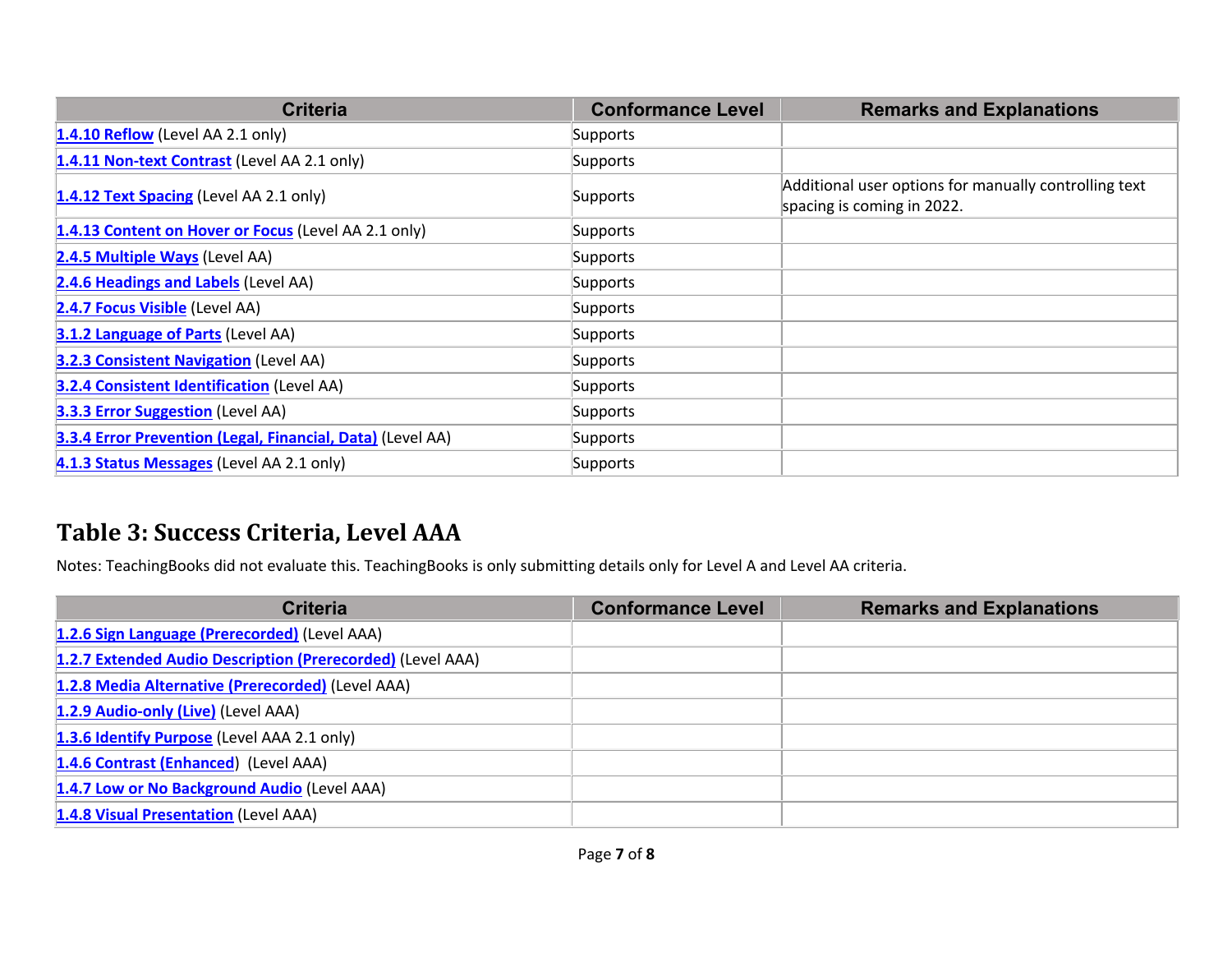| Criteria | Conformance Level | Remarks and Explanations |
|---|---|---|
| **1.4.10 Reflow** (Level AA 2.1 only) | Supports | |
| **1.4.11 Non-text Contrast** (Level AA 2.1 only) | Supports | |
| **1.4.12 Text Spacing** (Level AA 2.1 only) | Supports | Additional user options for manually controlling text spacing is coming in 2022. |
| **1.4.13 Content on Hover or Focus** (Level AA 2.1 only) | Supports | |
| **2.4.5 Multiple Ways** (Level AA) | Supports | |
| **2.4.6 Headings and Labels** (Level AA) | Supports | |
| **2.4.7 Focus Visible** (Level AA) | Supports | |
| **3.1.2 Language of Parts** (Level AA) | Supports | |
| **3.2.3 Consistent Navigation** (Level AA) | Supports | |
| **3.2.4 Consistent Identification** (Level AA) | Supports | |
| **3.3.3 Error Suggestion** (Level AA) | Supports | |
| **3.3.4 Error Prevention (Legal, Financial, Data)** (Level AA) | Supports | |
| **4.1.3 Status Messages** (Level AA 2.1 only) | Supports | |

## Table 3: Success Criteria, Level AAA

Notes: TeachingBooks did not evaluate this. TeachingBooks is only submitting details only for Level A and Level AA criteria.

| Criteria | Conformance Level | Remarks and Explanations |
|---|---|---|
| **1.2.6 Sign Language (Prerecorded)** (Level AAA) | | |
| **1.2.7 Extended Audio Description (Prerecorded)** (Level AAA) | | |
| **1.2.8 Media Alternative (Prerecorded)** (Level AAA) | | |
| **1.2.9 Audio-only (Live)** (Level AAA) | | |
| **1.3.6 Identify Purpose** (Level AAA 2.1 only) | | |
| **1.4.6 Contrast (Enhanced)** (Level AAA) | | |
| **1.4.7 Low or No Background Audio** (Level AAA) | | |
| **1.4.8 Visual Presentation** (Level AAA) | | |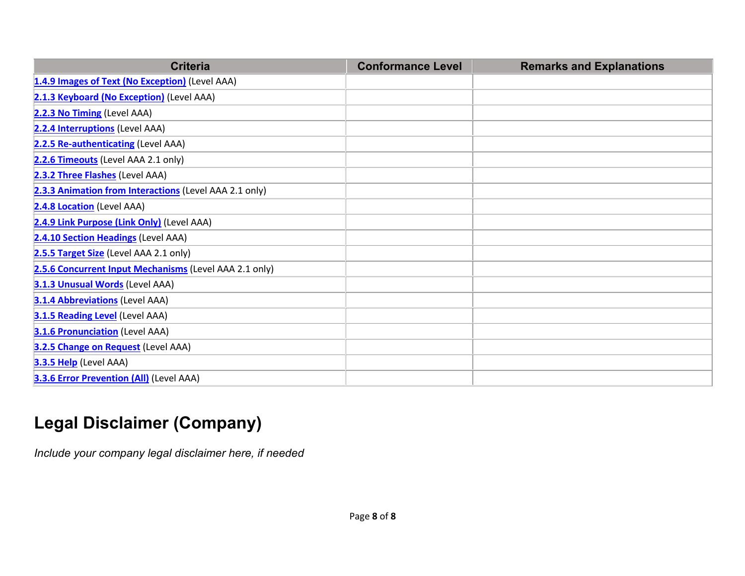| Criteria | Conformance Level | Remarks and Explanations |
|---|---|---|
| 1.4.9 Images of Text (No Exception) (Level AAA) | | |
| 2.1.3 Keyboard (No Exception) (Level AAA) | | |
| 2.2.3 No Timing (Level AAA) | | |
| 2.2.4 Interruptions (Level AAA) | | |
| 2.2.5 Re-authenticating (Level AAA) | | |
| 2.2.6 Timeouts (Level AAA 2.1 only) | | |
| 2.3.2 Three Flashes (Level AAA) | | |
| 2.3.3 Animation from Interactions (Level AAA 2.1 only) | | |
| 2.4.8 Location (Level AAA) | | |
| 2.4.9 Link Purpose (Link Only) (Level AAA) | | |
| 2.4.10 Section Headings (Level AAA) | | |
| 2.5.5 Target Size (Level AAA 2.1 only) | | |
| 2.5.6 Concurrent Input Mechanisms (Level AAA 2.1 only) | | |
| 3.1.3 Unusual Words (Level AAA) | | |
| 3.1.4 Abbreviations (Level AAA) | | |
| 3.1.5 Reading Level (Level AAA) | | |
| 3.1.6 Pronunciation (Level AAA) | | |
| 3.2.5 Change on Request (Level AAA) | | |
| 3.3.5 Help (Level AAA) | | |
| 3.3.6 Error Prevention (All) (Level AAA) | | |

# Legal Disclaimer (Company)

*Include your company legal disclaimer here, if needed*